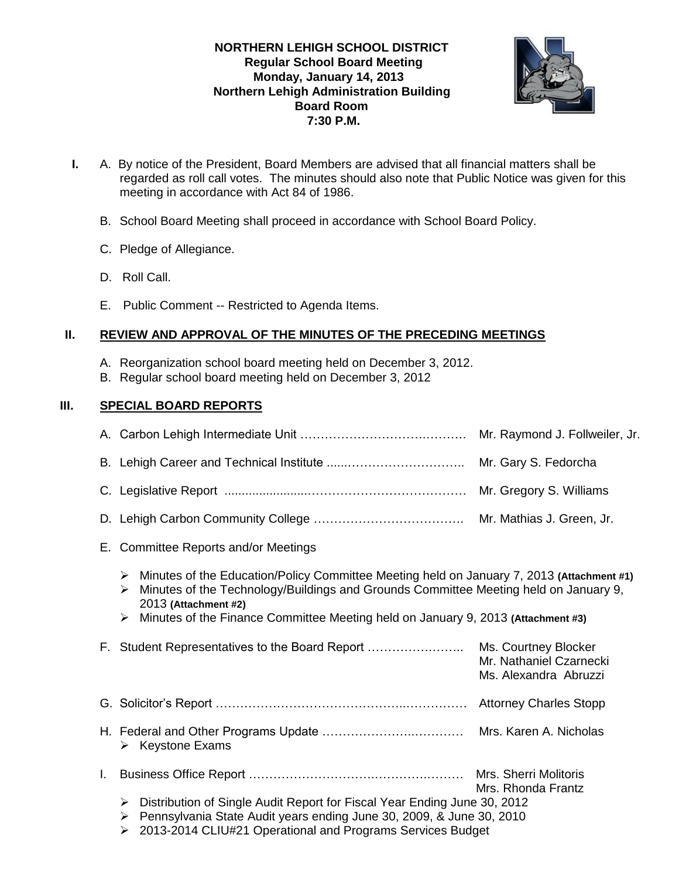**NORTHERN LEHIGH SCHOOL DISTRICT**
**Regular School Board Meeting**
**Monday, January 14, 2013**
**Northern Lehigh Administration Building**
**Board Room**
**7:30 P.M.**

**I.** A. By notice of the President, Board Members are advised that all financial matters shall be regarded as roll call votes. The minutes should also note that Public Notice was given for this meeting in accordance with Act 84 of 1986.

B. School Board Meeting shall proceed in accordance with School Board Policy.

C. Pledge of Allegiance.

D. Roll Call.

E. Public Comment -- Restricted to Agenda Items.

## II. REVIEW AND APPROVAL OF THE MINUTES OF THE PRECEDING MEETINGS

A. Reorganization school board meeting held on December 3, 2012.
B. Regular school board meeting held on December 3, 2012

## III. SPECIAL BOARD REPORTS

A. Carbon Lehigh Intermediate Unit …………………………………… Mr. Raymond J. Follweiler, Jr.

B. Lehigh Career and Technical Institute ......……………………….. Mr. Gary S. Fedorcha

C. Legislative Report ........................………………………………… Mr. Gregory S. Williams

D. Lehigh Carbon Community College ………………………………. Mr. Mathias J. Green, Jr.

E. Committee Reports and/or Meetings

- Minutes of the Education/Policy Committee Meeting held on January 7, 2013 **(Attachment #1)**
- Minutes of the Technology/Buildings and Grounds Committee Meeting held on January 9, 2013 **(Attachment #2)**
- Minutes of the Finance Committee Meeting held on January 9, 2013 **(Attachment #3)**

F. Student Representatives to the Board Report ………………….. Ms. Courtney Blocker
Mr. Nathaniel Czarnecki
Ms. Alexandra Abruzzi

G. Solicitor's Report ……………………………………..…………… Attorney Charles Stopp

H. Federal and Other Programs Update ………………….………… Mrs. Karen A. Nicholas
- Keystone Exams

I. Business Office Report ……………………….…………….……… Mrs. Sherri Molitoris
Mrs. Rhonda Frantz
- Distribution of Single Audit Report for Fiscal Year Ending June 30, 2012
- Pennsylvania State Audit years ending June 30, 2009, & June 30, 2010
- 2013-2014 CLIU#21 Operational and Programs Services Budget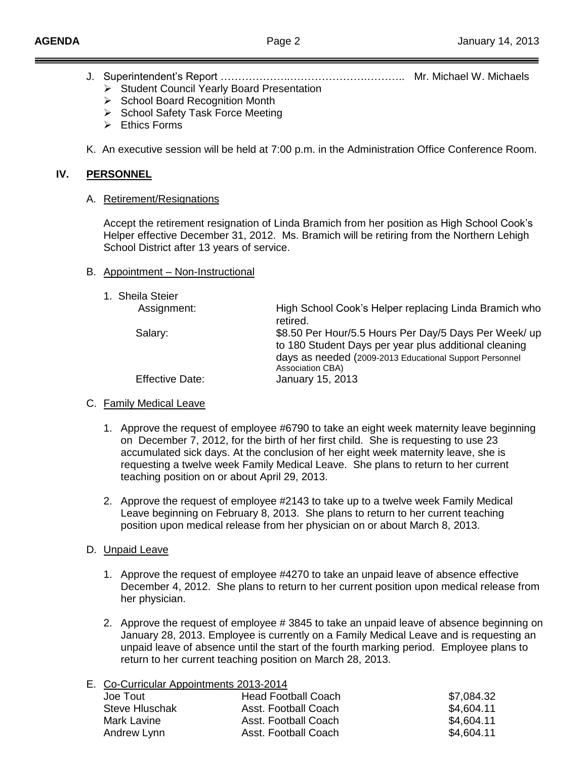J. Superintendent's Report ……………….…………………….……….. Mr. Michael W. Michaels
   - Student Council Yearly Board Presentation
   - School Board Recognition Month
   - School Safety Task Force Meeting
   - Ethics Forms

K. An executive session will be held at 7:00 p.m. in the Administration Office Conference Room.

## IV. PERSONNEL

A. Retirement/Resignations

Accept the retirement resignation of Linda Bramich from her position as High School Cook's Helper effective December 31, 2012. Ms. Bramich will be retiring from the Northern Lehigh School District after 13 years of service.

B. Appointment – Non-Instructional

1. Sheila Steier

| | |
|---|---|
| Assignment: | High School Cook's Helper replacing Linda Bramich who retired. |
| Salary: | $8.50 Per Hour/5.5 Hours Per Day/5 Days Per Week/ up to 180 Student Days per year plus additional cleaning days as needed (2009-2013 Educational Support Personnel Association CBA) |
| Effective Date: | January 15, 2013 |

C. Family Medical Leave

1. Approve the request of employee #6790 to take an eight week maternity leave beginning on December 7, 2012, for the birth of her first child. She is requesting to use 23 accumulated sick days. At the conclusion of her eight week maternity leave, she is requesting a twelve week Family Medical Leave. She plans to return to her current teaching position on or about April 29, 2013.

2. Approve the request of employee #2143 to take up to a twelve week Family Medical Leave beginning on February 8, 2013. She plans to return to her current teaching position upon medical release from her physician on or about March 8, 2013.

D. Unpaid Leave

1. Approve the request of employee #4270 to take an unpaid leave of absence effective December 4, 2012. She plans to return to her current position upon medical release from her physician.

2. Approve the request of employee # 3845 to take an unpaid leave of absence beginning on January 28, 2013. Employee is currently on a Family Medical Leave and is requesting an unpaid leave of absence until the start of the fourth marking period. Employee plans to return to her current teaching position on March 28, 2013.

E. Co-Curricular Appointments 2013-2014

| | | |
|---|---|---|
| Joe Tout | Head Football Coach | $7,084.32 |
| Steve Hluschak | Asst. Football Coach | $4,604.11 |
| Mark Lavine | Asst. Football Coach | $4,604.11 |
| Andrew Lynn | Asst. Football Coach | $4,604.11 |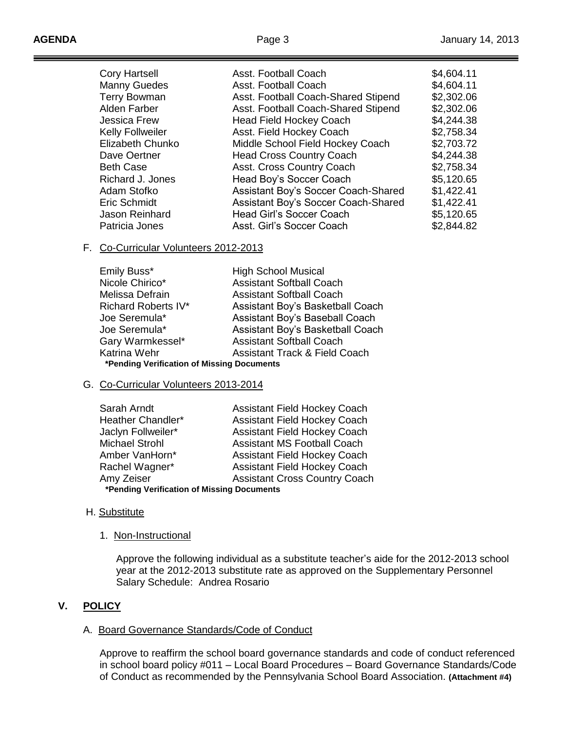| | | |
|---|---|---|
| Cory Hartsell | Asst. Football Coach | $4,604.11 |
| Manny Guedes | Asst. Football Coach | $4,604.11 |
| Terry Bowman | Asst. Football Coach-Shared Stipend | $2,302.06 |
| Alden Farber | Asst. Football Coach-Shared Stipend | $2,302.06 |
| Jessica Frew | Head Field Hockey Coach | $4,244.38 |
| Kelly Follweiler | Asst. Field Hockey Coach | $2,758.34 |
| Elizabeth Chunko | Middle School Field Hockey Coach | $2,703.72 |
| Dave Oertner | Head Cross Country Coach | $4,244.38 |
| Beth Case | Asst. Cross Country Coach | $2,758.34 |
| Richard J. Jones | Head Boy's Soccer Coach | $5,120.65 |
| Adam Stofko | Assistant Boy's Soccer Coach-Shared | $1,422.41 |
| Eric Schmidt | Assistant Boy's Soccer Coach-Shared | $1,422.41 |
| Jason Reinhard | Head Girl's Soccer Coach | $5,120.65 |
| Patricia Jones | Asst. Girl's Soccer Coach | $2,844.82 |

F. <u>Co-Curricular Volunteers 2012-2013</u>

| | |
|---|---|
| Emily Buss* | High School Musical |
| Nicole Chirico* | Assistant Softball Coach |
| Melissa Defrain | Assistant Softball Coach |
| Richard Roberts IV* | Assistant Boy's Basketball Coach |
| Joe Seremula* | Assistant Boy's Baseball Coach |
| Joe Seremula* | Assistant Boy's Basketball Coach |
| Gary Warmkessel* | Assistant Softball Coach |
| Katrina Wehr | Assistant Track & Field Coach |

**\*Pending Verification of Missing Documents**

G. <u>Co-Curricular Volunteers 2013-2014</u>

| | |
|---|---|
| Sarah Arndt | Assistant Field Hockey Coach |
| Heather Chandler* | Assistant Field Hockey Coach |
| Jaclyn Follweiler* | Assistant Field Hockey Coach |
| Michael Strohl | Assistant MS Football Coach |
| Amber VanHorn* | Assistant Field Hockey Coach |
| Rachel Wagner* | Assistant Field Hockey Coach |
| Amy Zeiser | Assistant Cross Country Coach |

**\*Pending Verification of Missing Documents**

H. <u>Substitute</u>

1. <u>Non-Instructional</u>

Approve the following individual as a substitute teacher's aide for the 2012-2013 school year at the 2012-2013 substitute rate as approved on the Supplementary Personnel Salary Schedule: Andrea Rosario

## V. <u>POLICY</u>

A. <u>Board Governance Standards/Code of Conduct</u>

Approve to reaffirm the school board governance standards and code of conduct referenced in school board policy #011 – Local Board Procedures – Board Governance Standards/Code of Conduct as recommended by the Pennsylvania School Board Association. **(Attachment #4)**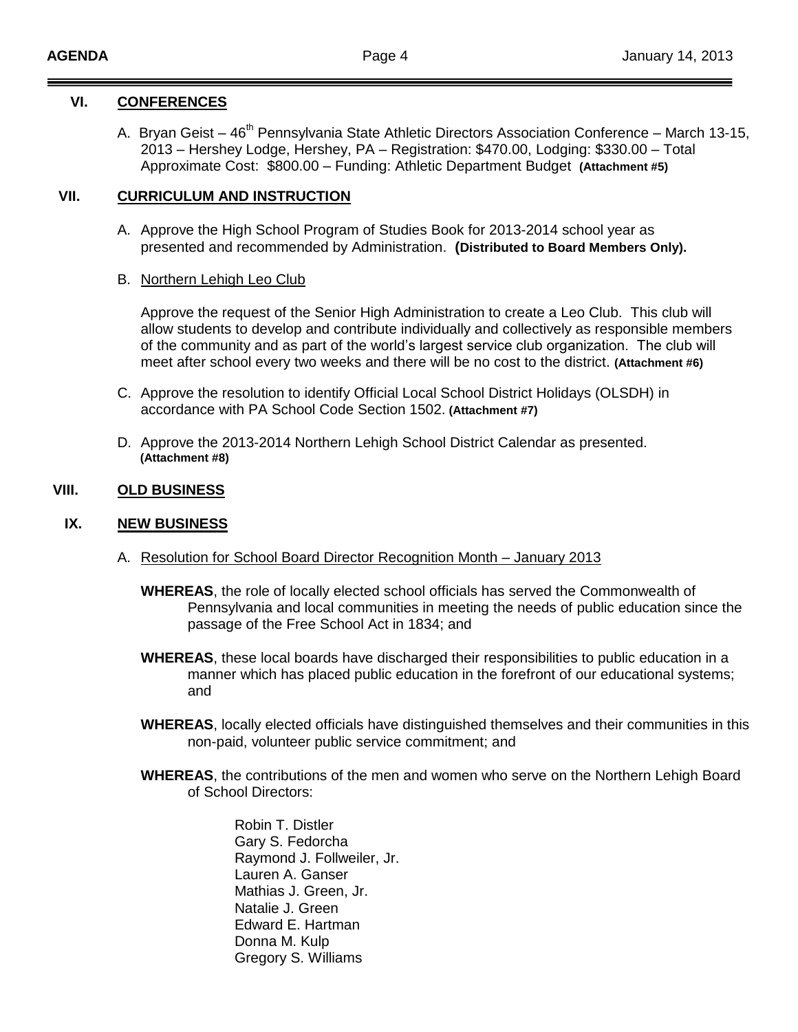## VI. CONFERENCES

A. Bryan Geist – 46th Pennsylvania State Athletic Directors Association Conference – March 13-15, 2013 – Hershey Lodge, Hershey, PA – Registration: $470.00, Lodging: $330.00 – Total Approximate Cost: $800.00 – Funding: Athletic Department Budget **(Attachment #5)**

## VII. CURRICULUM AND INSTRUCTION

A. Approve the High School Program of Studies Book for 2013-2014 school year as presented and recommended by Administration. **(Distributed to Board Members Only).**

B. Northern Lehigh Leo Club

Approve the request of the Senior High Administration to create a Leo Club. This club will allow students to develop and contribute individually and collectively as responsible members of the community and as part of the world's largest service club organization. The club will meet after school every two weeks and there will be no cost to the district. **(Attachment #6)**

C. Approve the resolution to identify Official Local School District Holidays (OLSDH) in accordance with PA School Code Section 1502. **(Attachment #7)**

D. Approve the 2013-2014 Northern Lehigh School District Calendar as presented. **(Attachment #8)**

## VIII. OLD BUSINESS

## IX. NEW BUSINESS

A. Resolution for School Board Director Recognition Month – January 2013

**WHEREAS**, the role of locally elected school officials has served the Commonwealth of Pennsylvania and local communities in meeting the needs of public education since the passage of the Free School Act in 1834; and

**WHEREAS**, these local boards have discharged their responsibilities to public education in a manner which has placed public education in the forefront of our educational systems; and

**WHEREAS**, locally elected officials have distinguished themselves and their communities in this non-paid, volunteer public service commitment; and

**WHEREAS**, the contributions of the men and women who serve on the Northern Lehigh Board of School Directors:

Robin T. Distler
Gary S. Fedorcha
Raymond J. Follweiler, Jr.
Lauren A. Ganser
Mathias J. Green, Jr.
Natalie J. Green
Edward E. Hartman
Donna M. Kulp
Gregory S. Williams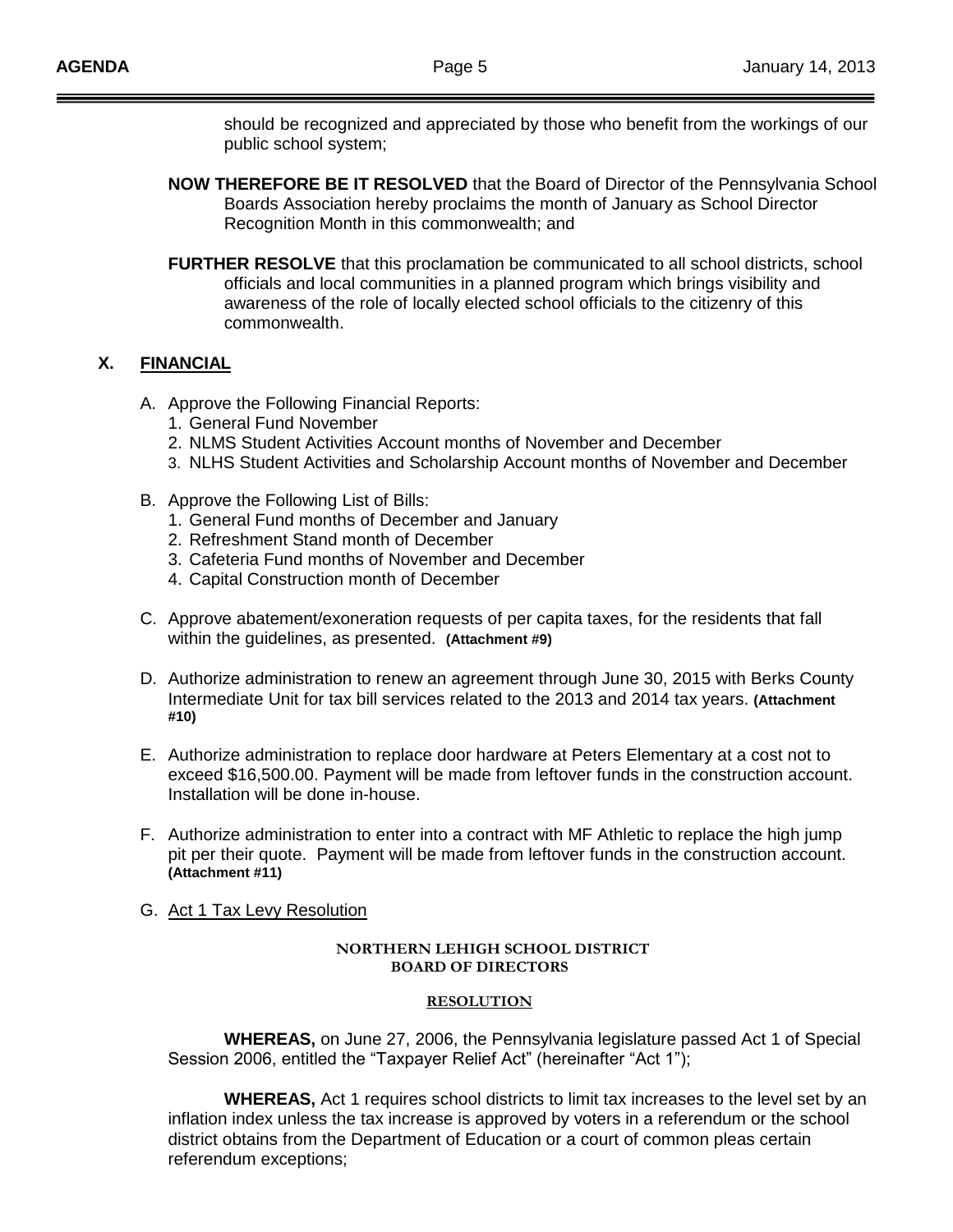should be recognized and appreciated by those who benefit from the workings of our public school system;

**NOW THEREFORE BE IT RESOLVED** that the Board of Director of the Pennsylvania School Boards Association hereby proclaims the month of January as School Director Recognition Month in this commonwealth; and

**FURTHER RESOLVE** that this proclamation be communicated to all school districts, school officials and local communities in a planned program which brings visibility and awareness of the role of locally elected school officials to the citizenry of this commonwealth.

## X. FINANCIAL

A. Approve the Following Financial Reports:
   1. General Fund November
   2. NLMS Student Activities Account months of November and December
   3. NLHS Student Activities and Scholarship Account months of November and December

B. Approve the Following List of Bills:
   1. General Fund months of December and January
   2. Refreshment Stand month of December
   3. Cafeteria Fund months of November and December
   4. Capital Construction month of December

C. Approve abatement/exoneration requests of per capita taxes, for the residents that fall within the guidelines, as presented. **(Attachment #9)**

D. Authorize administration to renew an agreement through June 30, 2015 with Berks County Intermediate Unit for tax bill services related to the 2013 and 2014 tax years. **(Attachment #10)**

E. Authorize administration to replace door hardware at Peters Elementary at a cost not to exceed $16,500.00. Payment will be made from leftover funds in the construction account. Installation will be done in-house.

F. Authorize administration to enter into a contract with MF Athletic to replace the high jump pit per their quote. Payment will be made from leftover funds in the construction account. **(Attachment #11)**

G. Act 1 Tax Levy Resolution

**NORTHERN LEHIGH SCHOOL DISTRICT**
**BOARD OF DIRECTORS**

**RESOLUTION**

**WHEREAS,** on June 27, 2006, the Pennsylvania legislature passed Act 1 of Special Session 2006, entitled the "Taxpayer Relief Act" (hereinafter "Act 1");

**WHEREAS,** Act 1 requires school districts to limit tax increases to the level set by an inflation index unless the tax increase is approved by voters in a referendum or the school district obtains from the Department of Education or a court of common pleas certain referendum exceptions;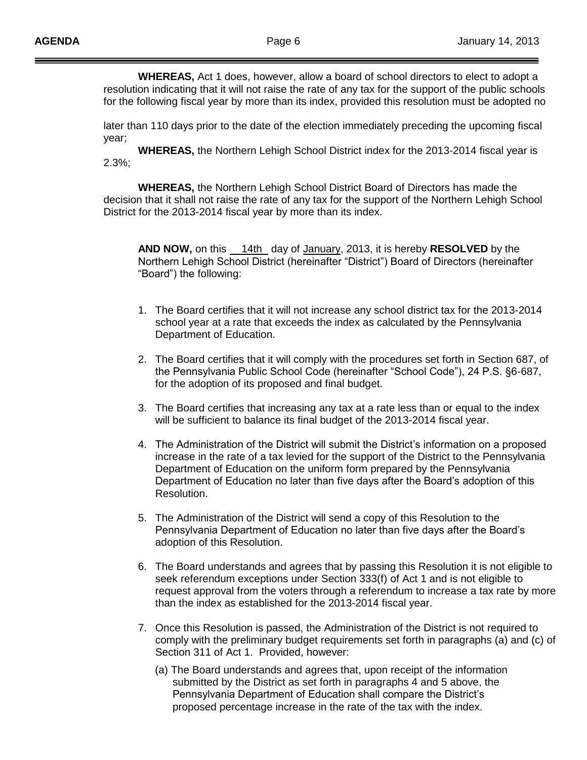**WHEREAS,** Act 1 does, however, allow a board of school directors to elect to adopt a resolution indicating that it will not raise the rate of any tax for the support of the public schools for the following fiscal year by more than its index, provided this resolution must be adopted no later than 110 days prior to the date of the election immediately preceding the upcoming fiscal year;

**WHEREAS,** the Northern Lehigh School District index for the 2013-2014 fiscal year is 2.3%;

**WHEREAS,** the Northern Lehigh School District Board of Directors has made the decision that it shall not raise the rate of any tax for the support of the Northern Lehigh School District for the 2013-2014 fiscal year by more than its index.

**AND NOW,** on this 14th day of January, 2013, it is hereby **RESOLVED** by the Northern Lehigh School District (hereinafter "District") Board of Directors (hereinafter "Board") the following:

1. The Board certifies that it will not increase any school district tax for the 2013-2014 school year at a rate that exceeds the index as calculated by the Pennsylvania Department of Education.

2. The Board certifies that it will comply with the procedures set forth in Section 687, of the Pennsylvania Public School Code (hereinafter "School Code"), 24 P.S. §6-687, for the adoption of its proposed and final budget.

3. The Board certifies that increasing any tax at a rate less than or equal to the index will be sufficient to balance its final budget of the 2013-2014 fiscal year.

4. The Administration of the District will submit the District's information on a proposed increase in the rate of a tax levied for the support of the District to the Pennsylvania Department of Education on the uniform form prepared by the Pennsylvania Department of Education no later than five days after the Board's adoption of this Resolution.

5. The Administration of the District will send a copy of this Resolution to the Pennsylvania Department of Education no later than five days after the Board's adoption of this Resolution.

6. The Board understands and agrees that by passing this Resolution it is not eligible to seek referendum exceptions under Section 333(f) of Act 1 and is not eligible to request approval from the voters through a referendum to increase a tax rate by more than the index as established for the 2013-2014 fiscal year.

7. Once this Resolution is passed, the Administration of the District is not required to comply with the preliminary budget requirements set forth in paragraphs (a) and (c) of Section 311 of Act 1. Provided, however:

   (a) The Board understands and agrees that, upon receipt of the information submitted by the District as set forth in paragraphs 4 and 5 above, the Pennsylvania Department of Education shall compare the District's proposed percentage increase in the rate of the tax with the index.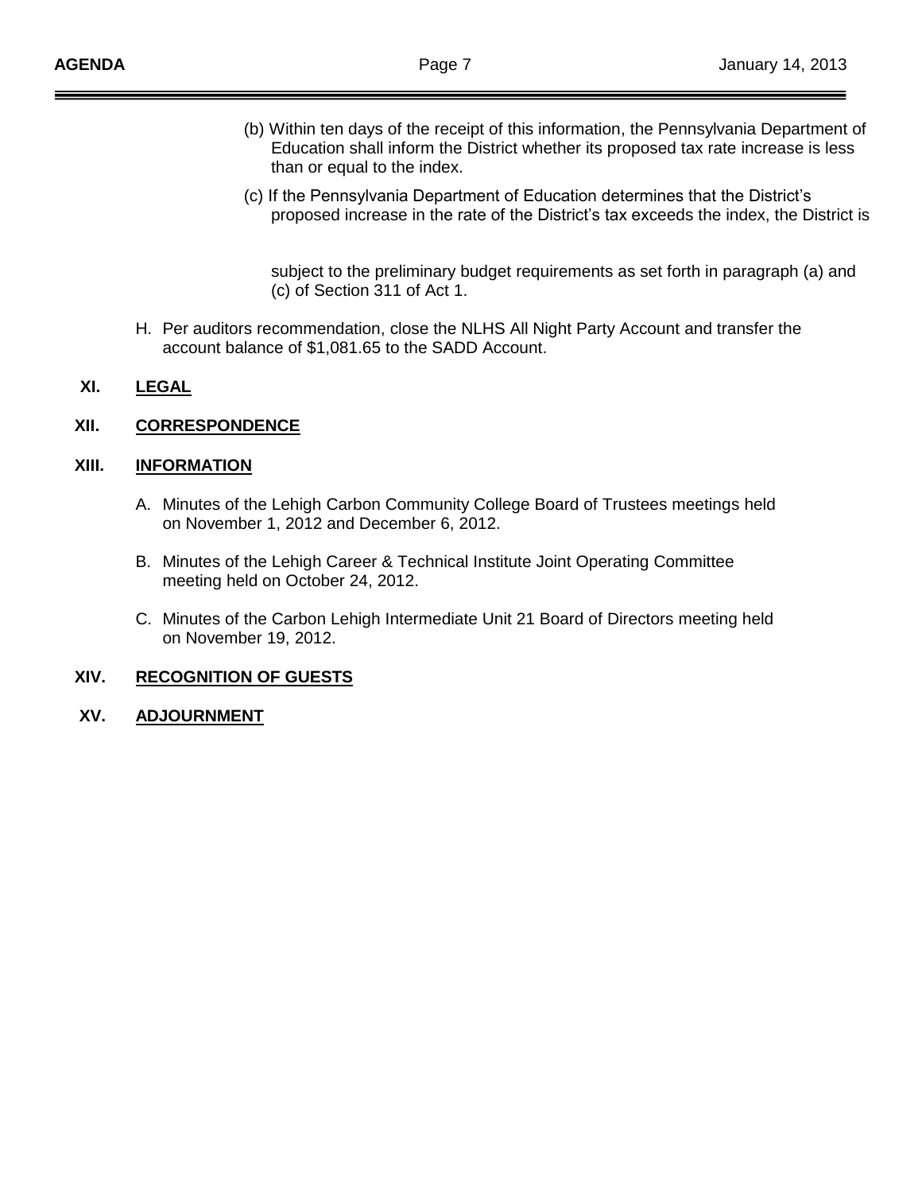(b) Within ten days of the receipt of this information, the Pennsylvania Department of Education shall inform the District whether its proposed tax rate increase is less than or equal to the index.

(c) If the Pennsylvania Department of Education determines that the District's proposed increase in the rate of the District's tax exceeds the index, the District is subject to the preliminary budget requirements as set forth in paragraph (a) and (c) of Section 311 of Act 1.

H. Per auditors recommendation, close the NLHS All Night Party Account and transfer the account balance of $1,081.65 to the SADD Account.

## XI. LEGAL

## XII. CORRESPONDENCE

## XIII. INFORMATION

A. Minutes of the Lehigh Carbon Community College Board of Trustees meetings held on November 1, 2012 and December 6, 2012.

B. Minutes of the Lehigh Career & Technical Institute Joint Operating Committee meeting held on October 24, 2012.

C. Minutes of the Carbon Lehigh Intermediate Unit 21 Board of Directors meeting held on November 19, 2012.

## XIV. RECOGNITION OF GUESTS

## XV. ADJOURNMENT